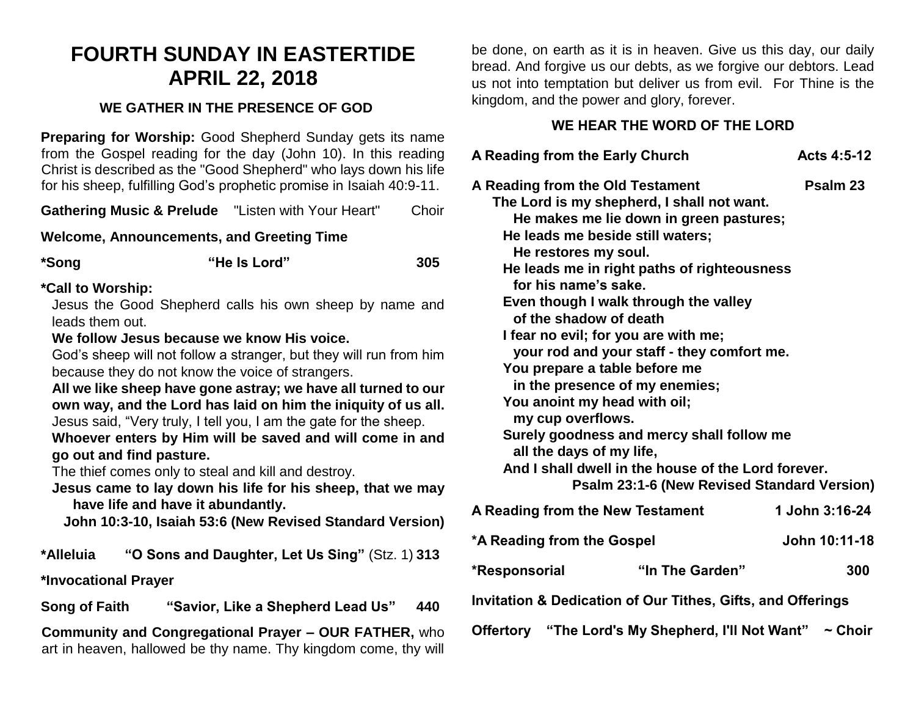# FOURTH SUNDAY IN EASTERTIDE
# APRIL 22, 2018

### WE GATHER IN THE PRESENCE OF GOD

**Preparing for Worship:** Good Shepherd Sunday gets its name from the Gospel reading for the day (John 10). In this reading Christ is described as the "Good Shepherd" who lays down his life for his sheep, fulfilling God's prophetic promise in Isaiah 40:9-11.

**Gathering Music & Prelude** "Listen with Your Heart" Choir

**Welcome, Announcements, and Greeting Time**

**\*Song "He Is Lord" 305**

**\*Call to Worship:**

Jesus the Good Shepherd calls his own sheep by name and leads them out.

**We follow Jesus because we know His voice.**

God's sheep will not follow a stranger, but they will run from him because they do not know the voice of strangers.

**All we like sheep have gone astray; we have all turned to our own way, and the Lord has laid on him the iniquity of us all.**

Jesus said, "Very truly, I tell you, I am the gate for the sheep.

**Whoever enters by Him will be saved and will come in and go out and find pasture.**

The thief comes only to steal and kill and destroy.

**Jesus came to lay down his life for his sheep, that we may have life and have it abundantly.**

**John 10:3-10, Isaiah 53:6 (New Revised Standard Version)**

**\*Alleluia "O Sons and Daughter, Let Us Sing"** (Stz. 1) **313**

**\*Invocational Prayer**

**Song of Faith "Savior, Like a Shepherd Lead Us" 440**

**Community and Congregational Prayer – OUR FATHER,** who art in heaven, hallowed be thy name. Thy kingdom come, thy will be done, on earth as it is in heaven. Give us this day, our daily bread. And forgive us our debts, as we forgive our debtors. Lead us not into temptation but deliver us from evil. For Thine is the kingdom, and the power and glory, forever.

### WE HEAR THE WORD OF THE LORD

**A Reading from the Early Church Acts 4:5-12**

**A Reading from the Old Testament Psalm 23**

**The Lord is my shepherd, I shall not want.**
**He makes me lie down in green pastures;**
**He leads me beside still waters;**
**He restores my soul.**
**He leads me in right paths of righteousness**
**for his name's sake.**
**Even though I walk through the valley**
**of the shadow of death**
**I fear no evil; for you are with me;**
**your rod and your staff - they comfort me.**
**You prepare a table before me**
**in the presence of my enemies;**
**You anoint my head with oil;**
**my cup overflows.**
**Surely goodness and mercy shall follow me**
**all the days of my life,**
**And I shall dwell in the house of the Lord forever.**

**Psalm 23:1-6 (New Revised Standard Version)**

**A Reading from the New Testament 1 John 3:16-24**

**\*A Reading from the Gospel John 10:11-18**

**\*Responsorial "In The Garden" 300**

**Invitation & Dedication of Our Tithes, Gifts, and Offerings**

**Offertory "The Lord's My Shepherd, I'll Not Want" ~ Choir**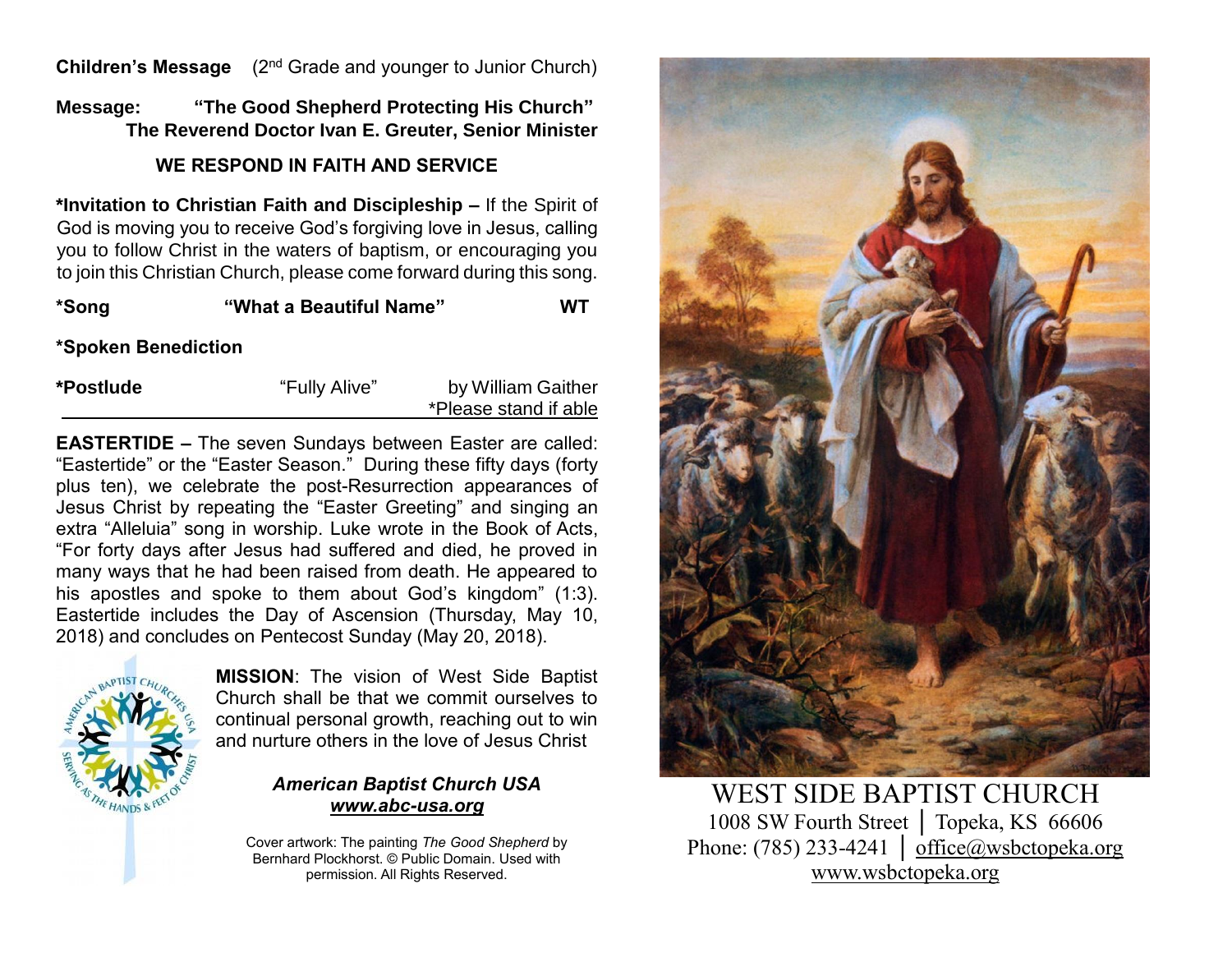**Children's Message** (2nd Grade and younger to Junior Church)

**Message:** **"The Good Shepherd Protecting His Church"**
**The Reverend Doctor Ivan E. Greuter, Senior Minister**

## WE RESPOND IN FAITH AND SERVICE

***Invitation to Christian Faith and Discipleship –** If the Spirit of God is moving you to receive God's forgiving love in Jesus, calling you to follow Christ in the waters of baptism, or encouraging you to join this Christian Church, please come forward during this song.

***Song** **"What a Beautiful Name"** **WT**

***Spoken Benediction**

***Postlude** "Fully Alive" by William Gaither

*Please stand if able

---

**EASTERTIDE –** The seven Sundays between Easter are called: "Eastertide" or the "Easter Season." During these fifty days (forty plus ten), we celebrate the post-Resurrection appearances of Jesus Christ by repeating the "Easter Greeting" and singing an extra "Alleluia" song in worship. Luke wrote in the Book of Acts, "For forty days after Jesus had suffered and died, he proved in many ways that he had been raised from death. He appeared to his apostles and spoke to them about God's kingdom" (1:3). Eastertide includes the Day of Ascension (Thursday, May 10, 2018) and concludes on Pentecost Sunday (May 20, 2018).

AMERICAN BAPTIST CHURCHES USA – SERVING AS THE HANDS & FEET OF CHRIST

**MISSION**: The vision of West Side Baptist Church shall be that we commit ourselves to continual personal growth, reaching out to win and nurture others in the love of Jesus Christ

***American Baptist Church USA***
***www.abc-usa.org***

Cover artwork: The painting *The Good Shepherd* by Bernhard Plockhorst. © Public Domain. Used with permission. All Rights Reserved.

# WEST SIDE BAPTIST CHURCH

1008 SW Fourth Street │ Topeka, KS 66606
Phone: (785) 233-4241 │ office@wsbctopeka.org
www.wsbctopeka.org